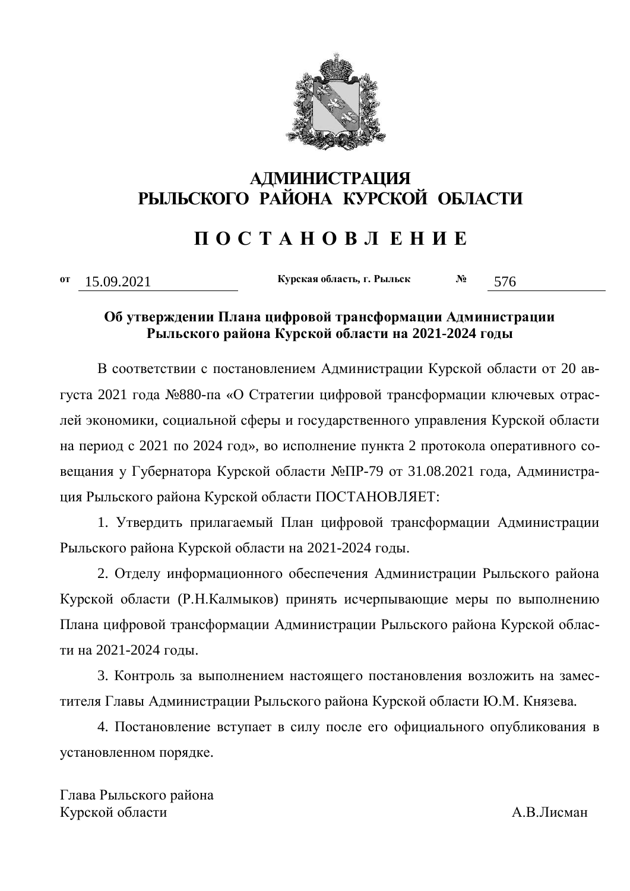# АДМИНИСТРАЦИЯ
# РЫЛЬСКОГО РАЙОНА КУРСКОЙ ОБЛАСТИ

# П О С Т А Н О В Л Е Н И Е

от 15.09.2021 Курская область, г. Рыльск № 576

**Об утверждении Плана цифровой трансформации Администрации Рыльского района Курской области на 2021-2024 годы**

В соответствии с постановлением Администрации Курской области от 20 августа 2021 года №880-па «О Стратегии цифровой трансформации ключевых отраслей экономики, социальной сферы и государственного управления Курской области на период с 2021 по 2024 год», во исполнение пункта 2 протокола оперативного совещания у Губернатора Курской области №ПР-79 от 31.08.2021 года, Администрация Рыльского района Курской области ПОСТАНОВЛЯЕТ:

1. Утвердить прилагаемый План цифровой трансформации Администрации Рыльского района Курской области на 2021-2024 годы.

2. Отделу информационного обеспечения Администрации Рыльского района Курской области (Р.Н.Калмыков) принять исчерпывающие меры по выполнению Плана цифровой трансформации Администрации Рыльского района Курской области на 2021-2024 годы.

3. Контроль за выполнением настоящего постановления возложить на заместителя Главы Администрации Рыльского района Курской области Ю.М. Князева.

4. Постановление вступает в силу после его официального опубликования в установленном порядке.

Глава Рыльского района
Курской области А.В.Лисман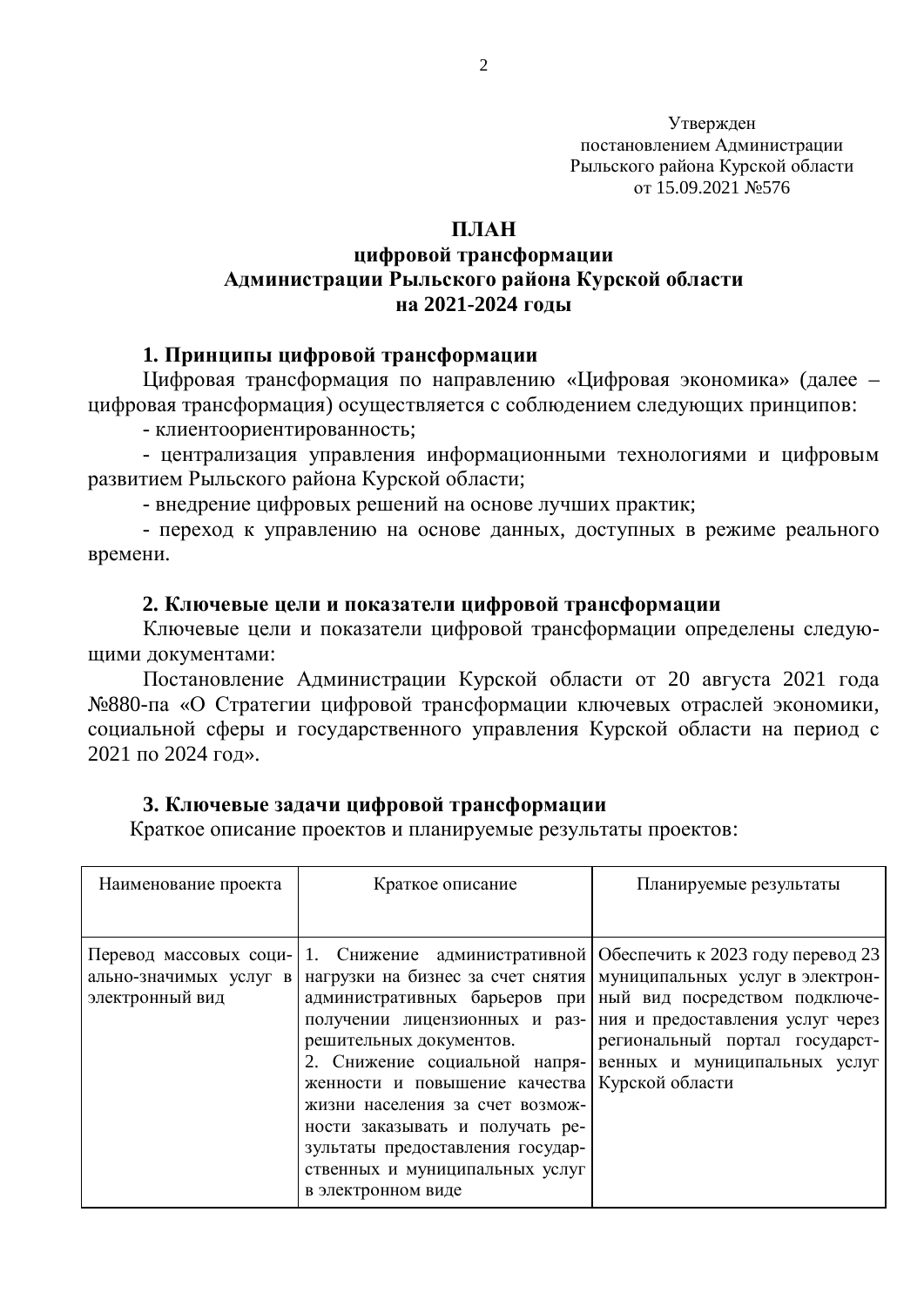Утвержден
постановлением Администрации
Рыльского района Курской области
от 15.09.2021 №576

# ПЛАН
# цифровой трансформации
# Администрации Рыльского района Курской области
# на 2021-2024 годы

## 1. Принципы цифровой трансформации

Цифровая трансформация по направлению «Цифровая экономика» (далее – цифровая трансформация) осуществляется с соблюдением следующих принципов:

- клиентоориентированность;
- централизация управления информационными технологиями и цифровым развитием Рыльского района Курской области;
- внедрение цифровых решений на основе лучших практик;
- переход к управлению на основе данных, доступных в режиме реального времени.

## 2. Ключевые цели и показатели цифровой трансформации

Ключевые цели и показатели цифровой трансформации определены следующими документами:

Постановление Администрации Курской области от 20 августа 2021 года №880-па «О Стратегии цифровой трансформации ключевых отраслей экономики, социальной сферы и государственного управления Курской области на период с 2021 по 2024 год».

## 3. Ключевые задачи цифровой трансформации

Краткое описание проектов и планируемые результаты проектов:

| Наименование проекта | Краткое описание | Планируемые результаты |
|---|---|---|
| Перевод массовых социально-значимых услуг в электронный вид | 1. Снижение административной нагрузки на бизнес за счет снятия административных барьеров при получении лицензионных и разрешительных документов.<br>2. Снижение социальной напряженности и повышение качества жизни населения за счет возможности заказывать и получать результаты предоставления государственных и муниципальных услуг в электронном виде | Обеспечить к 2023 году перевод 23 муниципальных услуг в электронный вид посредством подключения и предоставления услуг через региональный портал государственных и муниципальных услуг Курской области |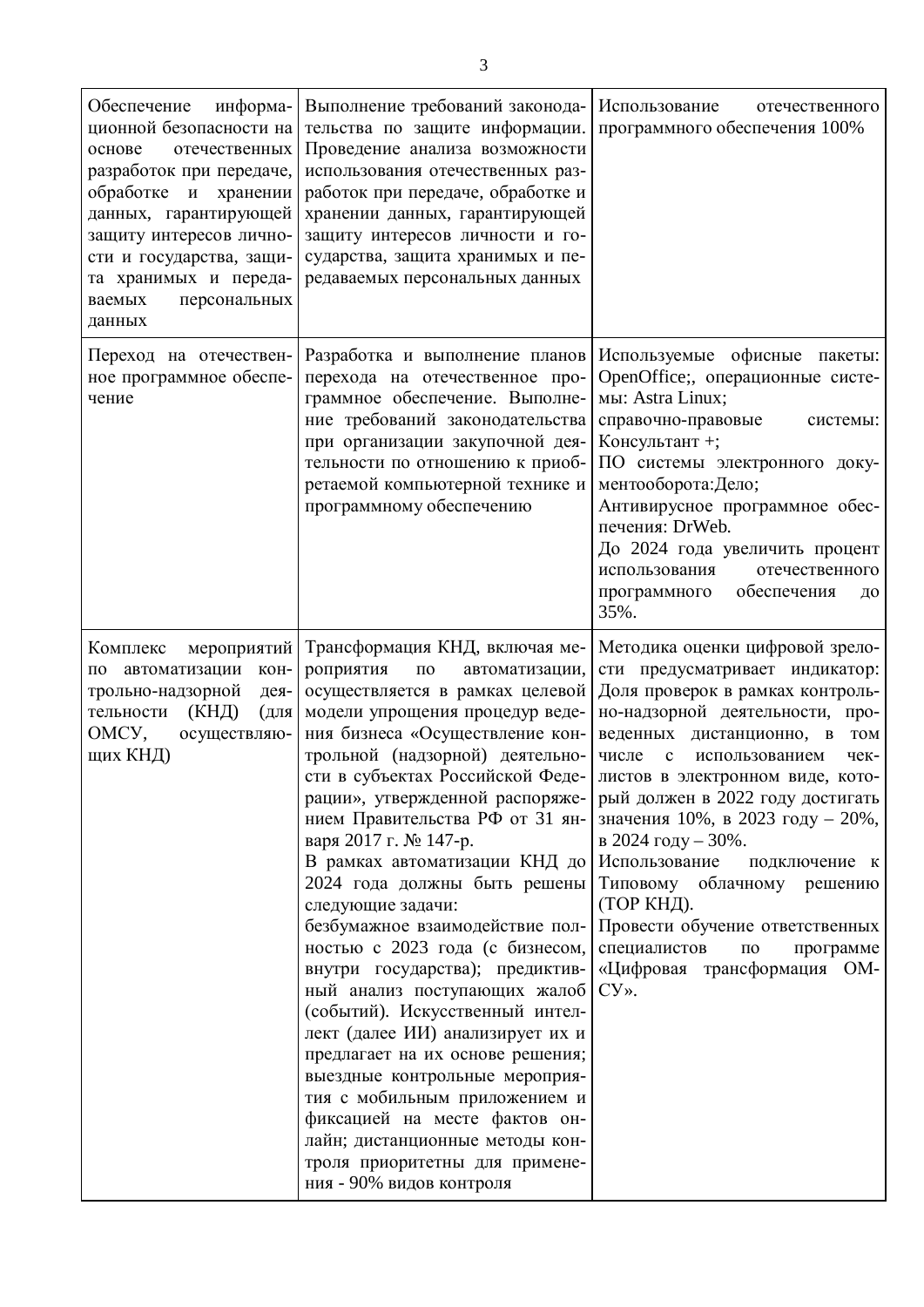| | | |
|---|---|---|
| Обеспечение информационной безопасности на основе отечественных разработок при передаче, обработке и хранении данных, гарантирующей защиту интересов личности и государства, защита хранимых и передаваемых персональных данных | Выполнение требований законодательства по защите информации. Проведение анализа возможности использования отечественных разработок при передаче, обработке и хранении данных, гарантирующей защиту интересов личности и государства, защита хранимых и передаваемых персональных данных | Использование отечественного программного обеспечения 100% |
| Переход на отечественное программное обеспечение | Разработка и выполнение планов перехода на отечественное программное обеспечение. Выполнение требований законодательства при организации закупочной деятельности по отношению к приобретаемой компьютерной технике и программному обеспечению | Используемые офисные пакеты: OpenOffice;, операционные системы: Astra Linux;<br>справочно-правовые системы: Консультант +;<br>ПО системы электронного документооборота:Дело;<br>Антивирусное программное обеспечения: DrWeb.<br>До 2024 года увеличить процент использования отечественного программного обеспечения до 35%. |
| Комплекс мероприятий по автоматизации контрольно-надзорной деятельности (КНД) (для ОМСУ, осуществляющих КНД) | Трансформация КНД, включая мероприятия по автоматизации, осуществляется в рамках целевой модели упрощения процедур ведения бизнеса «Осуществление контрольной (надзорной) деятельности в субъектах Российской Федерации», утвержденной распоряжением Правительства РФ от 31 января 2017 г. № 147-р.<br>В рамках автоматизации КНД до 2024 года должны быть решены следующие задачи:<br>безбумажное взаимодействие полностью с 2023 года (с бизнесом, внутри государства); предиктивный анализ поступающих жалоб (событий). Искусственный интеллект (далее ИИ) анализирует их и предлагает на их основе решения; выездные контрольные мероприятия с мобильным приложением и фиксацией на месте фактов онлайн; дистанционные методы контроля приоритетны для применения - 90% видов контроля | Методика оценки цифровой зрелости предусматривает индикатор: Доля проверок в рамках контрольно-надзорной деятельности, проведенных дистанционно, в том числе с использованием чек-листов в электронном виде, который должен в 2022 году достигать значения 10%, в 2023 году – 20%, в 2024 году – 30%.<br>Использование подключение к Типовому облачному решению (ТОР КНД).<br>Провести обучение ответственных специалистов по программе «Цифровая трансформация ОМСУ». |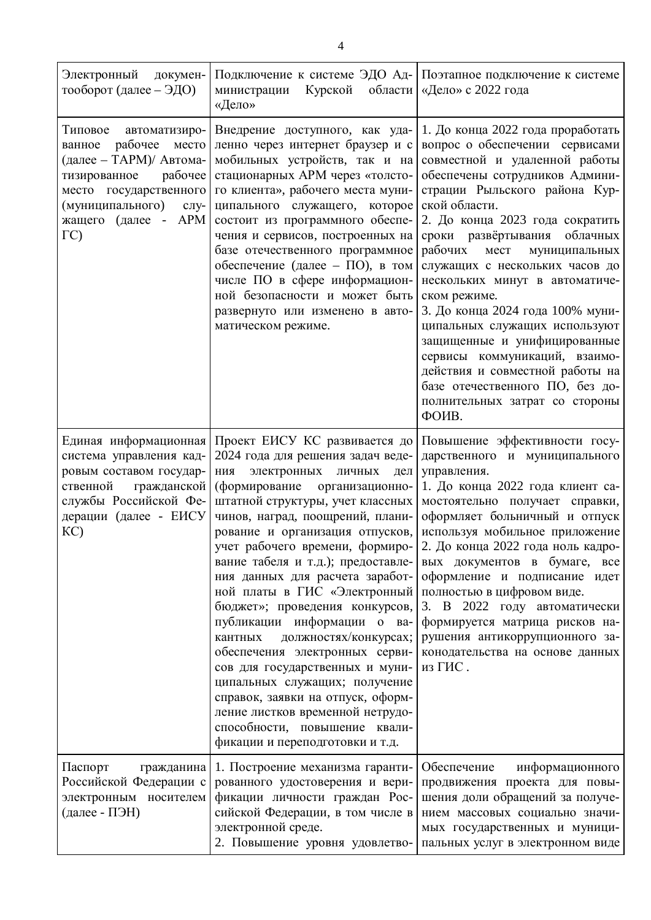| | | |
|---|---|---|
| Электронный документооборот (далее – ЭДО) | Подключение к системе ЭДО Администрации Курской области «Дело» | Поэтапное подключение к системе «Дело» с 2022 года |
| Типовое автоматизированное рабочее место (далее – ТАРМ)/ Автоматизированное рабочее место государственного (муниципального) служащего (далее - АРМ ГС) | Внедрение доступного, как удаленно через интернет браузер и с мобильных устройств, так и на стационарных АРМ через «толстого клиента», рабочего места муниципального служащего, которое состоит из программного обеспечения и сервисов, построенных на базе отечественного программное обеспечение (далее – ПО), в том числе ПО в сфере информационной безопасности и может быть развернуто или изменено в автоматическом режиме. | 1. До конца 2022 года проработать вопрос о обеспечении сервисами совместной и удаленной работы обеспечены сотрудников Администрации Рыльского района Курской области.<br>2. До конца 2023 года сократить сроки развёртывания облачных рабочих мест муниципальных служащих с нескольких часов до нескольких минут в автоматическом режиме.<br>3. До конца 2024 года 100% муниципальных служащих используют защищенные и унифицированные сервисы коммуникаций, взаимодействия и совместной работы на базе отечественного ПО, без дополнительных затрат со стороны ФОИВ. |
| Единая информационная система управления кадровым составом государственной гражданской службы Российской Федерации (далее - ЕИСУ КС) | Проект ЕИСУ КС развивается до 2024 года для решения задач ведения электронных личных дел (формирование организационно-штатной структуры, учет классных чинов, наград, поощрений, планирование и организация отпусков, учет рабочего времени, формирование табеля и т.д.); предоставления данных для расчета заработной платы в ГИС «Электронный бюджет»; проведения конкурсов, публикации информации о вакантных должностях/конкурсах; обеспечения электронных сервисов для государственных и муниципальных служащих; получение справок, заявки на отпуск, оформление листков временной нетрудоспособности, повышение квалификации и переподготовки и т.д. | Повышение эффективности государственного и муниципального управления.<br>1. До конца 2022 года клиент самостоятельно получает справки, оформляет больничный и отпуск используя мобильное приложение<br>2. До конца 2022 года ноль кадровых документов в бумаге, все оформление и подписание идет полностью в цифровом виде.<br>3. В 2022 году автоматически формируется матрица рисков нарушения антикоррупционного законодательства на основе данных из ГИС . |
| Паспорт гражданина Российской Федерации с электронным носителем (далее - ПЭН) | 1. Построение механизма гарантированного удостоверения и верификации личности граждан Российской Федерации, в том числе в электронной среде.<br>2. Повышение уровня удовлетво- | Обеспечение информационного продвижения проекта для повышения доли обращений за получением массовых социально значимых государственных и муниципальных услуг в электронном виде |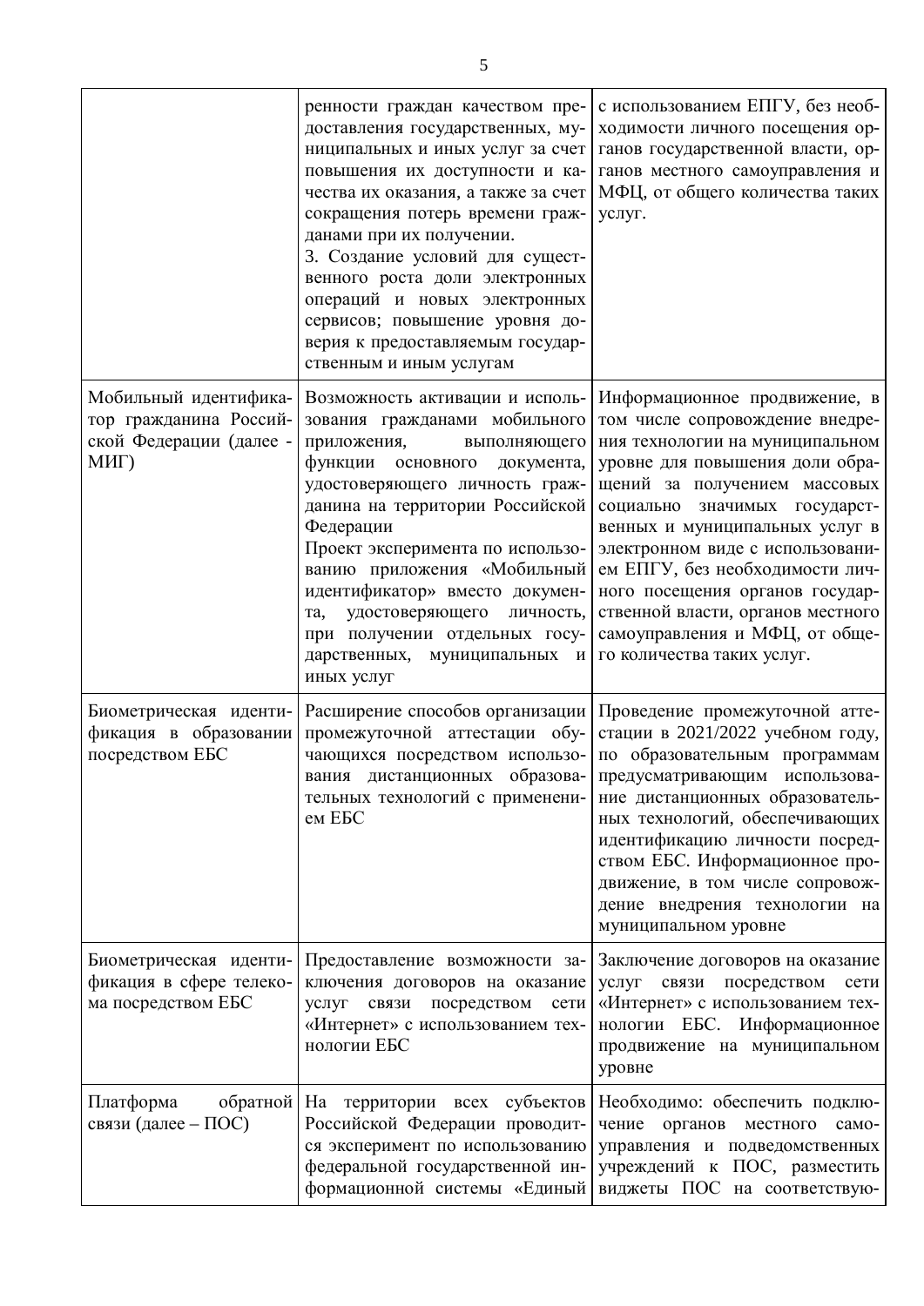| | | |
|---|---|---|
| | ренности граждан качеством предоставления государственных, муниципальных и иных услуг за счет повышения их доступности и качества их оказания, а также за счет сокращения потерь времени гражданами при их получении.<br>3. Создание условий для существенного роста доли электронных операций и новых электронных сервисов; повышение уровня доверия к предоставляемым государственным и иным услугам | с использованием ЕПГУ, без необходимости личного посещения органов государственной власти, органов местного самоуправления и МФЦ, от общего количества таких услуг. |
| Мобильный идентификатор гражданина Российской Федерации (далее - МИГ) | Возможность активации и использования гражданами мобильного приложения, выполняющего функции основного документа, удостоверяющего личность гражданина на территории Российской Федерации<br>Проект эксперимента по использованию приложения «Мобильный идентификатор» вместо документа, удостоверяющего личность, при получении отдельных государственных, муниципальных и иных услуг | Информационное продвижение, в том числе сопровождение внедрения технологии на муниципальном уровне для повышения доли обращений за получением массовых социально значимых государственных и муниципальных услуг в электронном виде с использованием ЕПГУ, без необходимости личного посещения органов государственной власти, органов местного самоуправления и МФЦ, от общего количества таких услуг. |
| Биометрическая идентификация в образовании посредством ЕБС | Расширение способов организации промежуточной аттестации обучающихся посредством использования дистанционных образовательных технологий с применением ЕБС | Проведение промежуточной аттестации в 2021/2022 учебном году, по образовательным программам предусматривающим использование дистанционных образовательных технологий, обеспечивающих идентификацию личности посредством ЕБС. Информационное продвижение, в том числе сопровождение внедрения технологии на муниципальном уровне |
| Биометрическая идентификация в сфере телекома посредством ЕБС | Предоставление возможности заключения договоров на оказание услуг связи посредством сети «Интернет» с использованием технологии ЕБС | Заключение договоров на оказание услуг связи посредством сети «Интернет» с использованием технологии ЕБС. Информационное продвижение на муниципальном уровне |
| Платформа обратной связи (далее – ПОС) | На территории всех субъектов Российской Федерации проводится эксперимент по использованию федеральной государственной информационной системы «Единый | Необходимо: обеспечить подключение органов местного самоуправления и подведомственных учреждений к ПОС, разместить виджеты ПОС на соответствую- |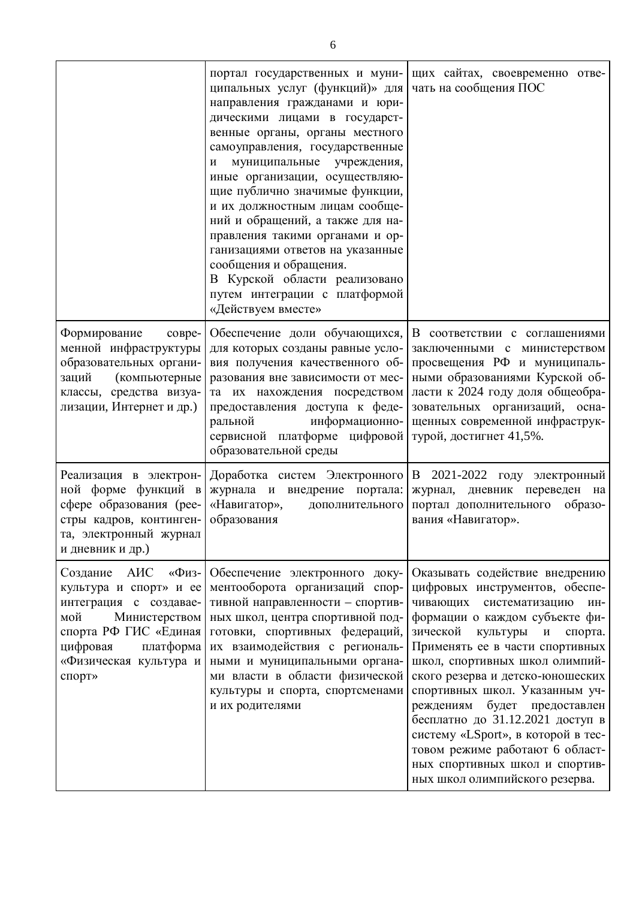| | | |
|---|---|---|
| | портал государственных и муниципальных услуг (функций)» для направления гражданами и юридическими лицами в государственные органы, органы местного самоуправления, государственные и муниципальные учреждения, иные организации, осуществляющие публично значимые функции, и их должностным лицам сообщений и обращений, а также для направления такими органами и организациями ответов на указанные сообщения и обращения. В Курской области реализовано путем интеграции с платформой «Действуем вместе» | щих сайтах, своевременно отвечать на сообщения ПОС |
| Формирование современной инфраструктуры образовательных организаций (компьютерные классы, средства визуализации, Интернет и др.) | Обеспечение доли обучающихся, для которых созданы равные условия получения качественного образования вне зависимости от места их нахождения посредством предоставления доступа к федеральной информационно-сервисной платформе цифровой образовательной среды | В соответствии с соглашениями заключенными с министерством просвещения РФ и муниципальными образованиями Курской области к 2024 году доля общеобразовательных организаций, оснащенных современной инфраструктурой, достигнет 41,5%. |
| Реализация в электронной форме функций в сфере образования (реестры кадров, контингента, электронный журнал и дневник и др.) | Доработка систем Электронного журнала и внедрение портала: «Навигатор», дополнительного образования | В 2021-2022 году электронный журнал, дневник переведен на портал дополнительного образования «Навигатор». |
| Создание АИС «Физкультура и спорт» и ее интеграция с создаваемой Министерством спорта РФ ГИС «Единая цифровая платформа «Физическая культура и спорт» | Обеспечение электронного документооборота организаций спортивной направленности – спортивных школ, центра спортивной подготовки, спортивных федераций, их взаимодействия с региональными и муниципальными органами власти в области физической культуры и спорта, спортсменами и их родителями | Оказывать содействие внедрению цифровых инструментов, обеспечивающих систематизацию информации о каждом субъекте физической культуры и спорта. Применять ее в части спортивных школ, спортивных школ олимпийского резерва и детско-юношеских спортивных школ. Указанным учреждениям будет предоставлен бесплатно до 31.12.2021 доступ в систему «LSport», в которой в тестовом режиме работают 6 областных спортивных школ и спортивных школ олимпийского резерва. |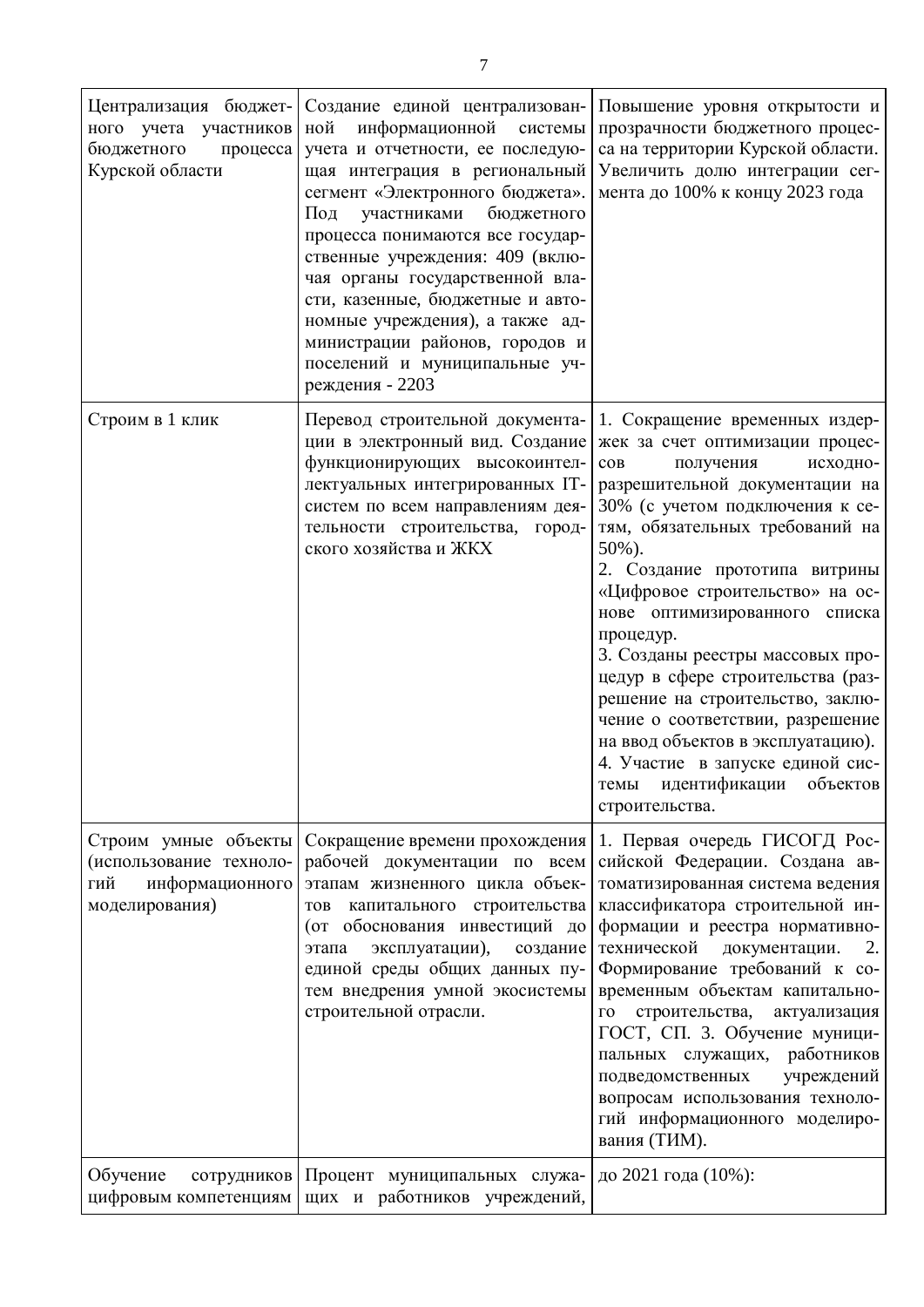| | | |
|---|---|---|
| Централизация бюджетного учета участников бюджетного процесса Курской области | Создание единой централизованной информационной системы учета и отчетности, ее последующая интеграция в региональный сегмент «Электронного бюджета». Под участниками бюджетного процесса понимаются все государственные учреждения: 409 (включая органы государственной власти, казенные, бюджетные и автономные учреждения), а также администрации районов, городов и поселений и муниципальные учреждения - 2203 | Повышение уровня открытости и прозрачности бюджетного процесса на территории Курской области. Увеличить долю интеграции сегмента до 100% к концу 2023 года |
| Строим в 1 клик | Перевод строительной документации в электронный вид. Создание функционирующих высокоинтеллектуальных интегрированных IT-систем по всем направлениям деятельности строительства, городского хозяйства и ЖКХ | 1. Сокращение временных издержек за счет оптимизации процессов получения исходно-разрешительной документации на 30% (с учетом подключения к сетям, обязательных требований на 50%).<br>2. Создание прототипа витрины «Цифровое строительство» на основе оптимизированного списка процедур.<br>3. Созданы реестры массовых процедур в сфере строительства (разрешение на строительство, заключение о соответствии, разрешение на ввод объектов в эксплуатацию).<br>4. Участие в запуске единой системы идентификации объектов строительства. |
| Строим умные объекты (использование технологий информационного моделирования) | Сокращение времени прохождения рабочей документации по всем этапам жизненного цикла объектов капитального строительства (от обоснования инвестиций до этапа эксплуатации), создание единой среды общих данных путем внедрения умной экосистемы строительной отрасли. | 1. Первая очередь ГИСОГД Российской Федерации. Создана автоматизированная система ведения классификатора строительной информации и реестра нормативно-технической документации. 2. Формирование требований к современным объектам капитального строительства, актуализация ГОСТ, СП. 3. Обучение муниципальных служащих, работников подведомственных учреждений вопросам использования технологий информационного моделирования (ТИМ). |
| Обучение сотрудников цифровым компетенциям | Процент муниципальных служащих и работников учреждений, | до 2021 года (10%): |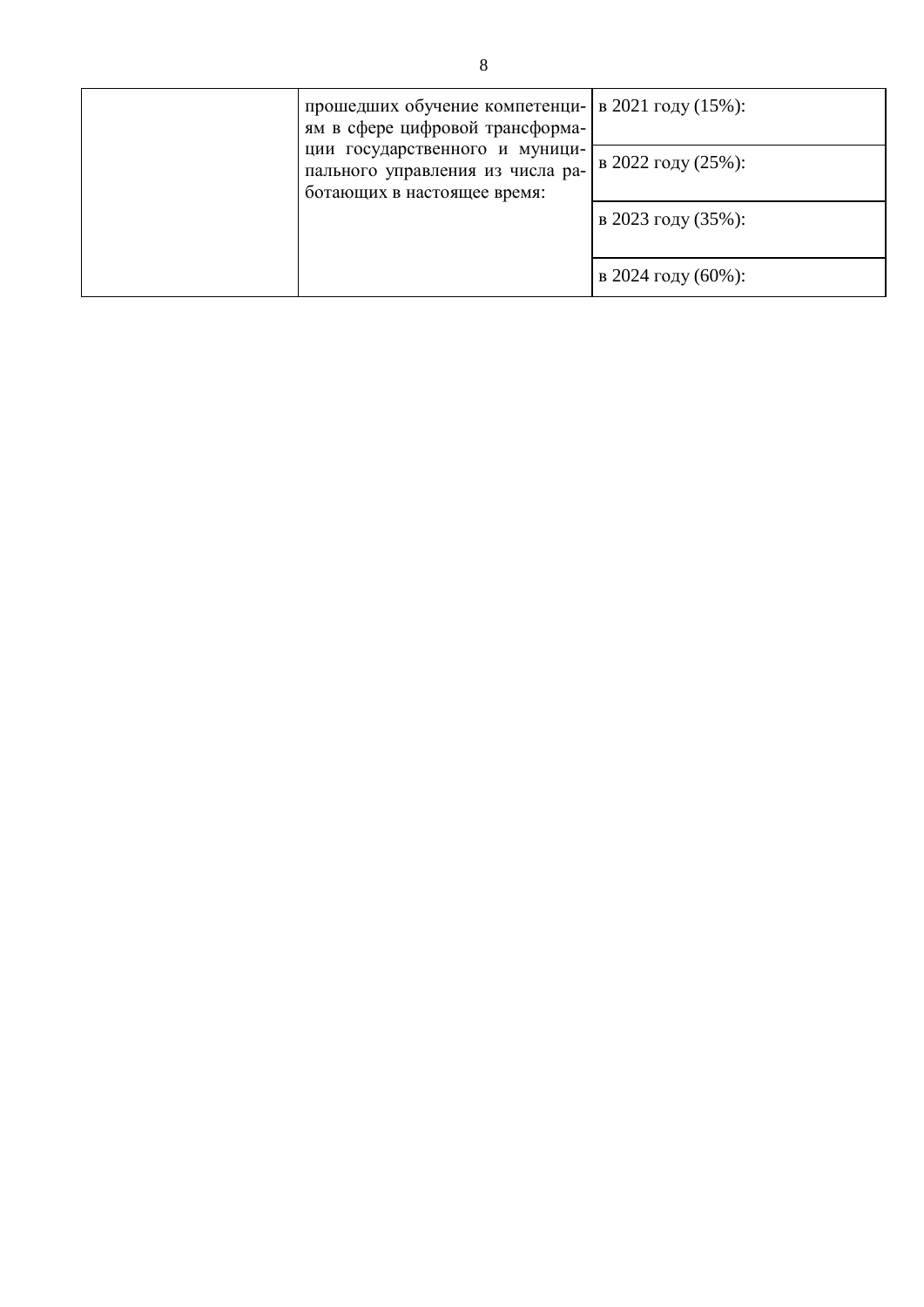| | | |
|---|---|---|
| | прошедших обучение компетенциям в сфере цифровой трансформации государственного и муниципального управления из числа работающих в настоящее время: | в 2021 году (15%): |
| | | в 2022 году (25%): |
| | | в 2023 году (35%): |
| | | в 2024 году (60%): |